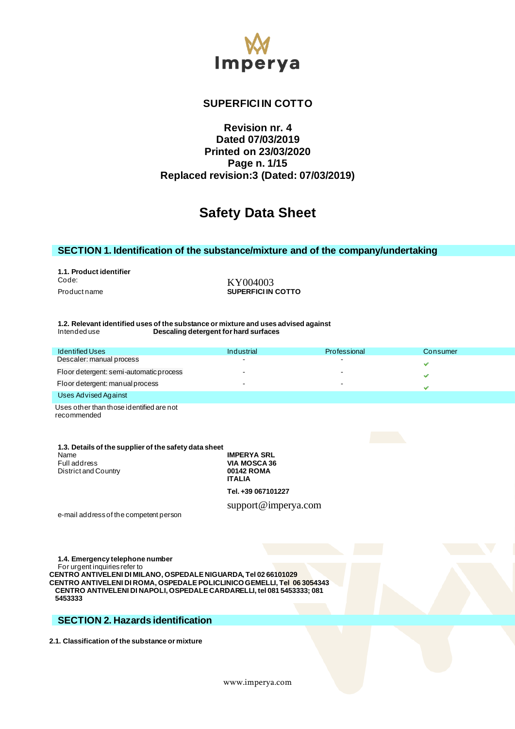# SUPERFICI IN COTTO

**Revision nr. 4**
**Dated 07/03/2019**
**Printed on 23/03/2020**
**Page n. 1/15**
**Replaced revision:3 (Dated: 07/03/2019)**

# Safety Data Sheet

## SECTION 1. Identification of the substance/mixture and of the company/undertaking

**1.1. Product identifier**

Code: KY004003

Product name **SUPERFICI IN COTTO**

**1.2. Relevant identified uses of the substance or mixture and uses advised against**

Intended use **Descaling detergent for hard surfaces**

| Identified Uses | Industrial | Professional | Consumer |
|---|---|---|---|
| Descaler: manual process | - | - | ✔ |
| Floor detergent: semi-automatic process | - | - | ✔ |
| Floor detergent: manual process | - | - | ✔ |
| **Uses Advised Against** | | | |
| Uses other than those identified are not recommended | | | |

**1.3. Details of the supplier of the safety data sheet**

Name **IMPERYA SRL**
Full address **VIA MOSCA 36**
District and Country **00142 ROMA**
**ITALIA**

**Tel. +39 067101227**

e-mail address of the competent person support@imperya.com

**1.4. Emergency telephone number**

For urgent inquiries refer to
**CENTRO ANTIVELENI DI MILANO, OSPEDALE NIGUARDA, Tel 02 66101029**
**CENTRO ANTIVELENI DI ROMA, OSPEDALE POLICLINICO GEMELLI, Tel 06 3054343**
**CENTRO ANTIVELENI DI NAPOLI, OSPEDALE CARDARELLI, tel 081 5453333; 081 5453333**

## SECTION 2. Hazards identification

**2.1. Classification of the substance or mixture**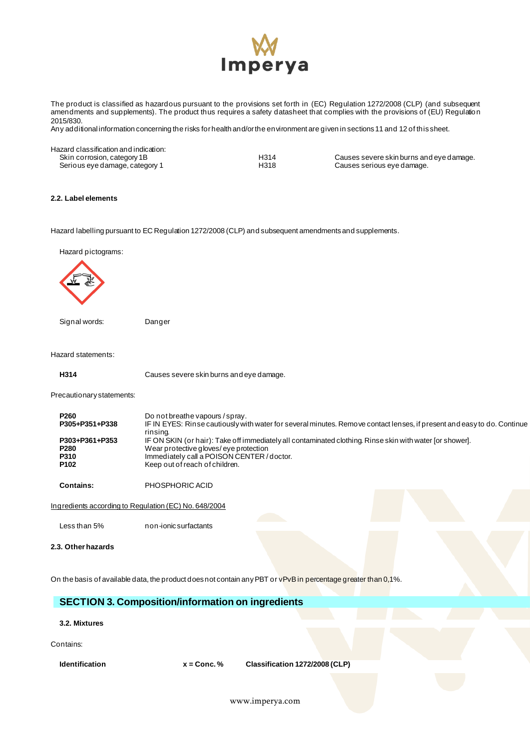The product is classified as hazardous pursuant to the provisions set forth in (EC) Regulation 1272/2008 (CLP) (and subsequent amendments and supplements). The product thus requires a safety datasheet that complies with the provisions of (EU) Regulation 2015/830.
Any additional information concerning the risks for health and/or the environment are given in sections 11 and 12 of this sheet.

Hazard classification and indication:

| | | |
|---|---|---|
| Skin corrosion, category 1B | H314 | Causes severe skin burns and eye damage. |
| Serious eye damage, category 1 | H318 | Causes serious eye damage. |

**2.2. Label elements**

Hazard labelling pursuant to EC Regulation 1272/2008 (CLP) and subsequent amendments and supplements.

Hazard pictograms:

Signal words: Danger

Hazard statements:

| | |
|---|---|
| **H314** | Causes severe skin burns and eye damage. |

Precautionary statements:

| | |
|---|---|
| **P260** | Do not breathe vapours / spray. |
| **P305+P351+P338** | IF IN EYES: Rinse cautiously with water for several minutes. Remove contact lenses, if present and easy to do. Continue rinsing. |
| **P303+P361+P353** | IF ON SKIN (or hair): Take off immediately all contaminated clothing. Rinse skin with water [or shower]. |
| **P280** | Wear protective gloves/ eye protection |
| **P310** | Immediately call a POISON CENTER / doctor. |
| **P102** | Keep out of reach of children. |

**Contains:** PHOSPHORIC ACID

Ingredients according to Regulation (EC) No. 648/2004

Less than 5% non-ionic surfactants

**2.3. Other hazards**

On the basis of available data, the product does not contain any PBT or vPvB in percentage greater than 0,1%.

## SECTION 3. Composition/information on ingredients

**3.2. Mixtures**

Contains:

| Identification | x = Conc. % | Classification 1272/2008 (CLP) |
|---|---|---|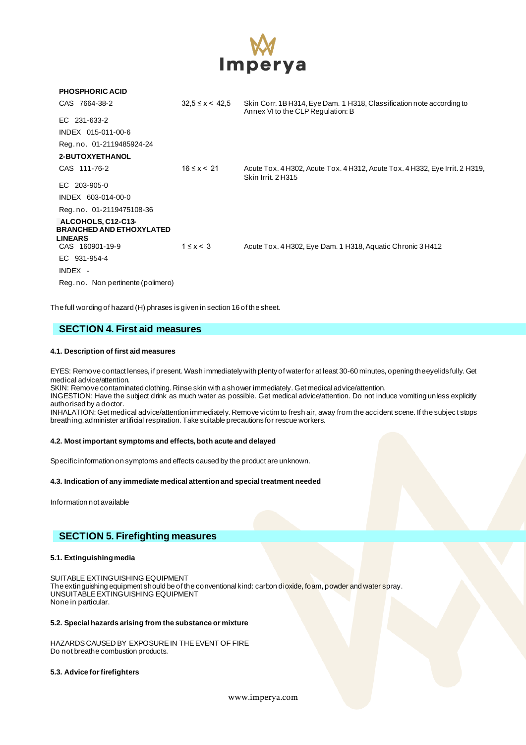| | | |
|---|---|---|
| **PHOSPHORIC ACID** | | |
| CAS 7664-38-2 | 32,5 ≤ x < 42,5 | Skin Corr. 1B H314, Eye Dam. 1 H318, Classification note according to Annex VI to the CLP Regulation: B |
| EC 231-633-2 | | |
| INDEX 015-011-00-6 | | |
| Reg. no. 01-2119485924-24 | | |
| **2-BUTOXYETHANOL** | | |
| CAS 111-76-2 | 16 ≤ x < 21 | Acute Tox. 4 H302, Acute Tox. 4 H312, Acute Tox. 4 H332, Eye Irrit. 2 H319, Skin Irrit. 2 H315 |
| EC 203-905-0 | | |
| INDEX 603-014-00-0 | | |
| Reg. no. 01-2119475108-36 | | |
| **ALCOHOLS, C12-C13-BRANCHED AND ETHOXYLATED LINEARS** | | |
| CAS 160901-19-9 | 1 ≤ x < 3 | Acute Tox. 4 H302, Eye Dam. 1 H318, Aquatic Chronic 3 H412 |
| EC 931-954-4 | | |
| INDEX - | | |
| Reg. no. Non pertinente (polimero) | | |

The full wording of hazard (H) phrases is given in section 16 of the sheet.

## SECTION 4. First aid measures

### 4.1. Description of first aid measures

EYES: Remove contact lenses, if present. Wash immediately with plenty of water for at least 30-60 minutes, opening the eyelids fully. Get medical advice/attention.
SKIN: Remove contaminated clothing. Rinse skin with a shower immediately. Get medical advice/attention.
INGESTION: Have the subject drink as much water as possible. Get medical advice/attention. Do not induce vomiting unless explicitly authorised by a doctor.
INHALATION: Get medical advice/attention immediately. Remove victim to fresh air, away from the accident scene. If the subject stops breathing, administer artificial respiration. Take suitable precautions for rescue workers.

### 4.2. Most important symptoms and effects, both acute and delayed

Specific information on symptoms and effects caused by the product are unknown.

### 4.3. Indication of any immediate medical attention and special treatment needed

Information not available

## SECTION 5. Firefighting measures

### 5.1. Extinguishing media

SUITABLE EXTINGUISHING EQUIPMENT
The extinguishing equipment should be of the conventional kind: carbon dioxide, foam, powder and water spray.
UNSUITABLE EXTINGUISHING EQUIPMENT
None in particular.

### 5.2. Special hazards arising from the substance or mixture

HAZARDS CAUSED BY EXPOSURE IN THE EVENT OF FIRE
Do not breathe combustion products.

### 5.3. Advice for firefighters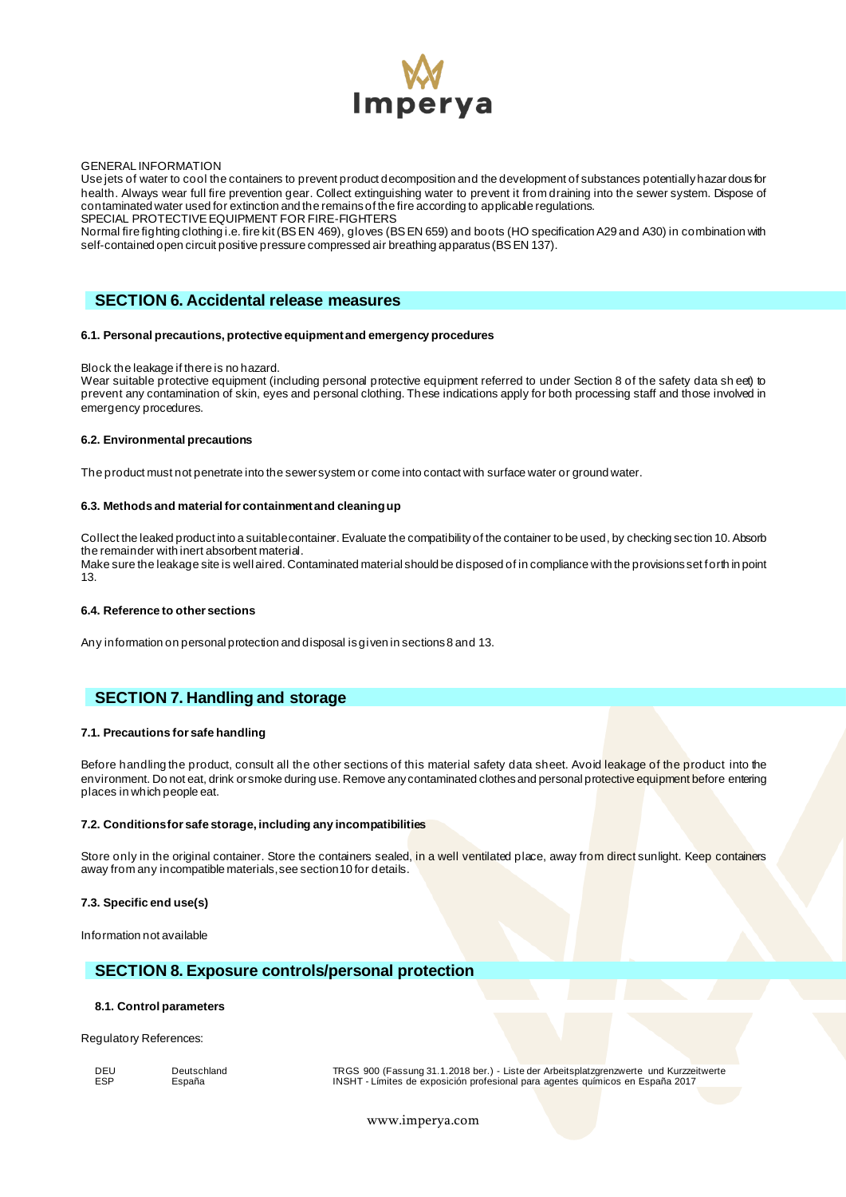GENERAL INFORMATION
Use jets of water to cool the containers to prevent product decomposition and the development of substances potentially hazardous for health. Always wear full fire prevention gear. Collect extinguishing water to prevent it from draining into the sewer system. Dispose of contaminated water used for extinction and the remains of the fire according to applicable regulations.
SPECIAL PROTECTIVE EQUIPMENT FOR FIRE-FIGHTERS
Normal fire fighting clothing i.e. fire kit (BS EN 469), gloves (BS EN 659) and boots (HO specification A29 and A30) in combination with self-contained open circuit positive pressure compressed air breathing apparatus (BS EN 137).

## SECTION 6. Accidental release measures

### 6.1. Personal precautions, protective equipment and emergency procedures

Block the leakage if there is no hazard.
Wear suitable protective equipment (including personal protective equipment referred to under Section 8 of the safety data sheet) to prevent any contamination of skin, eyes and personal clothing. These indications apply for both processing staff and those involved in emergency procedures.

### 6.2. Environmental precautions

The product must not penetrate into the sewer system or come into contact with surface water or ground water.

### 6.3. Methods and material for containment and cleaning up

Collect the leaked product into a suitable container. Evaluate the compatibility of the container to be used, by checking section 10. Absorb the remainder with inert absorbent material.
Make sure the leakage site is well aired. Contaminated material should be disposed of in compliance with the provisions set forth in point 13.

### 6.4. Reference to other sections

Any information on personal protection and disposal is given in sections 8 and 13.

## SECTION 7. Handling and storage

### 7.1. Precautions for safe handling

Before handling the product, consult all the other sections of this material safety data sheet. Avoid leakage of the product into the environment. Do not eat, drink or smoke during use. Remove any contaminated clothes and personal protective equipment before entering places in which people eat.

### 7.2. Conditions for safe storage, including any incompatibilities

Store only in the original container. Store the containers sealed, in a well ventilated place, away from direct sunlight. Keep containers away from any incompatible materials, see section 10 for details.

### 7.3. Specific end use(s)

Information not available

## SECTION 8. Exposure controls/personal protection

### 8.1. Control parameters

Regulatory References:

| | | |
|---|---|---|
| DEU | Deutschland | TRGS 900 (Fassung 31.1.2018 ber.) - Liste der Arbeitsplatzgrenzwerte und Kurzzeitwerte |
| ESP | España | INSHT - Límites de exposición profesional para agentes químicos en España 2017 |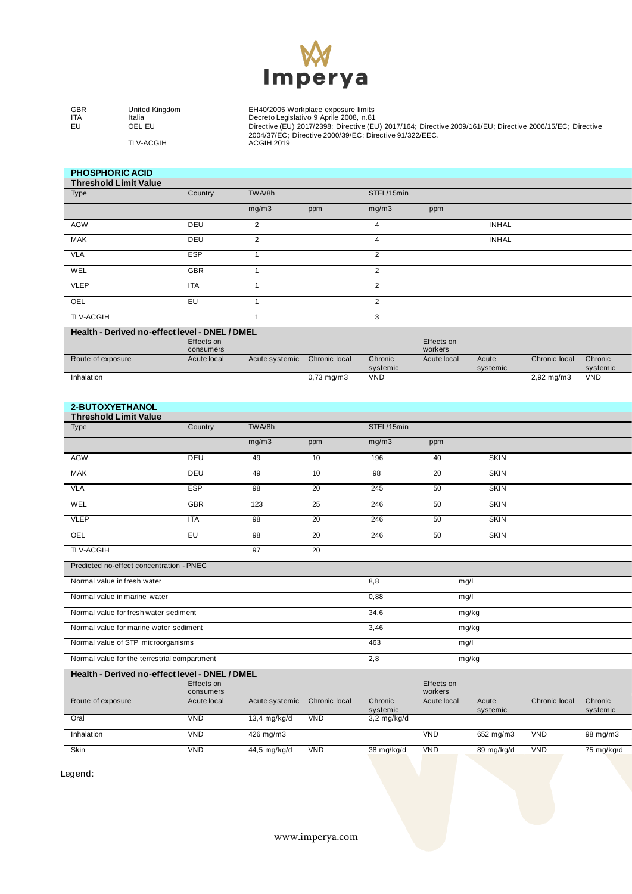| | | |
|---|---|---|
| GBR | United Kingdom | EH40/2005 Workplace exposure limits |
| ITA | Italia | Decreto Legislativo 9 Aprile 2008, n.81 |
| EU | OEL EU | Directive (EU) 2017/2398; Directive (EU) 2017/164; Directive 2009/161/EU; Directive 2006/15/EC; Directive 2004/37/EC; Directive 2000/39/EC; Directive 91/322/EEC. |
| | TLV-ACGIH | ACGIH 2019 |

## PHOSPHORIC ACID

**Threshold Limit Value**

| Type | Country | TWA/8h | | STEL/15min | | |
|---|---|---|---|---|---|---|
| | | mg/m3 | ppm | mg/m3 | ppm | |
| AGW | DEU | 2 | | 4 | | INHAL |
| MAK | DEU | 2 | | 4 | | INHAL |
| VLA | ESP | 1 | | 2 | | |
| WEL | GBR | 1 | | 2 | | |
| VLEP | ITA | 1 | | 2 | | |
| OEL | EU | 1 | | 2 | | |
| TLV-ACGIH | | 1 | | 3 | | |

**Health - Derived no-effect level - DNEL / DMEL**

| | Effects on consumers | | | | Effects on workers | | | |
|---|---|---|---|---|---|---|---|---|
| Route of exposure | Acute local | Acute systemic | Chronic local | Chronic systemic | Acute local | Acute systemic | Chronic local | Chronic systemic |
| Inhalation | | | 0,73 mg/m3 | VND | | | 2,92 mg/m3 | VND |

## 2-BUTOXYETHANOL

**Threshold Limit Value**

| Type | Country | TWA/8h | | STEL/15min | | |
|---|---|---|---|---|---|---|
| | | mg/m3 | ppm | mg/m3 | ppm | |
| AGW | DEU | 49 | 10 | 196 | 40 | SKIN |
| MAK | DEU | 49 | 10 | 98 | 20 | SKIN |
| VLA | ESP | 98 | 20 | 245 | 50 | SKIN |
| WEL | GBR | 123 | 25 | 246 | 50 | SKIN |
| VLEP | ITA | 98 | 20 | 246 | 50 | SKIN |
| OEL | EU | 98 | 20 | 246 | 50 | SKIN |
| TLV-ACGIH | | 97 | 20 | | | |

| Predicted no-effect concentration - PNEC | | |
|---|---|---|
| Normal value in fresh water | 8,8 | mg/l |
| Normal value in marine water | 0,88 | mg/l |
| Normal value for fresh water sediment | 34,6 | mg/kg |
| Normal value for marine water sediment | 3,46 | mg/kg |
| Normal value of STP microorganisms | 463 | mg/l |
| Normal value for the terrestrial compartment | 2,8 | mg/kg |

**Health - Derived no-effect level - DNEL / DMEL**

| | Effects on consumers | | | | Effects on workers | | | |
|---|---|---|---|---|---|---|---|---|
| Route of exposure | Acute local | Acute systemic | Chronic local | Chronic systemic | Acute local | Acute systemic | Chronic local | Chronic systemic |
| Oral | VND | 13,4 mg/kg/d | VND | 3,2 mg/kg/d | | | | |
| Inhalation | VND | 426 mg/m3 | | | VND | 652 mg/m3 | VND | 98 mg/m3 |
| Skin | VND | 44,5 mg/kg/d | VND | 38 mg/kg/d | VND | 89 mg/kg/d | VND | 75 mg/kg/d |

Legend: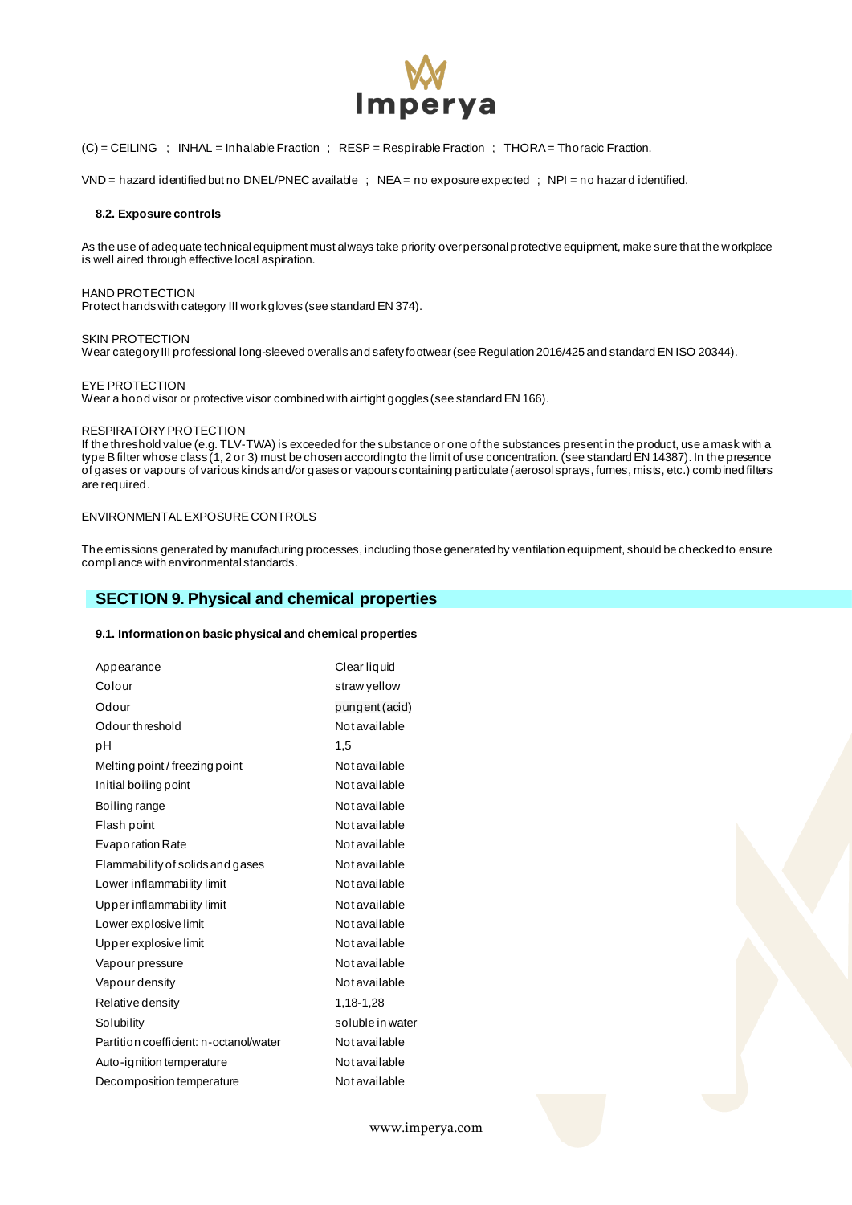(C) = CEILING ; INHAL = Inhalable Fraction ; RESP = Respirable Fraction ; THORA = Thoracic Fraction.

VND = hazard identified but no DNEL/PNEC available ; NEA = no exposure expected ; NPI = no hazard identified.

#### 8.2. Exposure controls

As the use of adequate technical equipment must always take priority over personal protective equipment, make sure that the workplace is well aired through effective local aspiration.

HAND PROTECTION
Protect hands with category III work gloves (see standard EN 374).

SKIN PROTECTION
Wear category III professional long-sleeved overalls and safety footwear (see Regulation 2016/425 and standard EN ISO 20344).

EYE PROTECTION
Wear a hood visor or protective visor combined with airtight goggles (see standard EN 166).

RESPIRATORY PROTECTION
If the threshold value (e.g. TLV-TWA) is exceeded for the substance or one of the substances present in the product, use a mask with a type B filter whose class (1, 2 or 3) must be chosen according to the limit of use concentration. (see standard EN 14387). In the presence of gases or vapours of various kinds and/or gases or vapours containing particulate (aerosol sprays, fumes, mists, etc.) combined filters are required.

ENVIRONMENTAL EXPOSURE CONTROLS

The emissions generated by manufacturing processes, including those generated by ventilation equipment, should be checked to ensure compliance with environmental standards.

## SECTION 9. Physical and chemical properties

#### 9.1. Information on basic physical and chemical properties

| Property | Value |
|---|---|
| Appearance | Clear liquid |
| Colour | straw yellow |
| Odour | pungent (acid) |
| Odour threshold | Not available |
| pH | 1,5 |
| Melting point / freezing point | Not available |
| Initial boiling point | Not available |
| Boiling range | Not available |
| Flash point | Not available |
| Evaporation Rate | Not available |
| Flammability of solids and gases | Not available |
| Lower inflammability limit | Not available |
| Upper inflammability limit | Not available |
| Lower explosive limit | Not available |
| Upper explosive limit | Not available |
| Vapour pressure | Not available |
| Vapour density | Not available |
| Relative density | 1,18-1,28 |
| Solubility | soluble in water |
| Partition coefficient: n-octanol/water | Not available |
| Auto-ignition temperature | Not available |
| Decomposition temperature | Not available |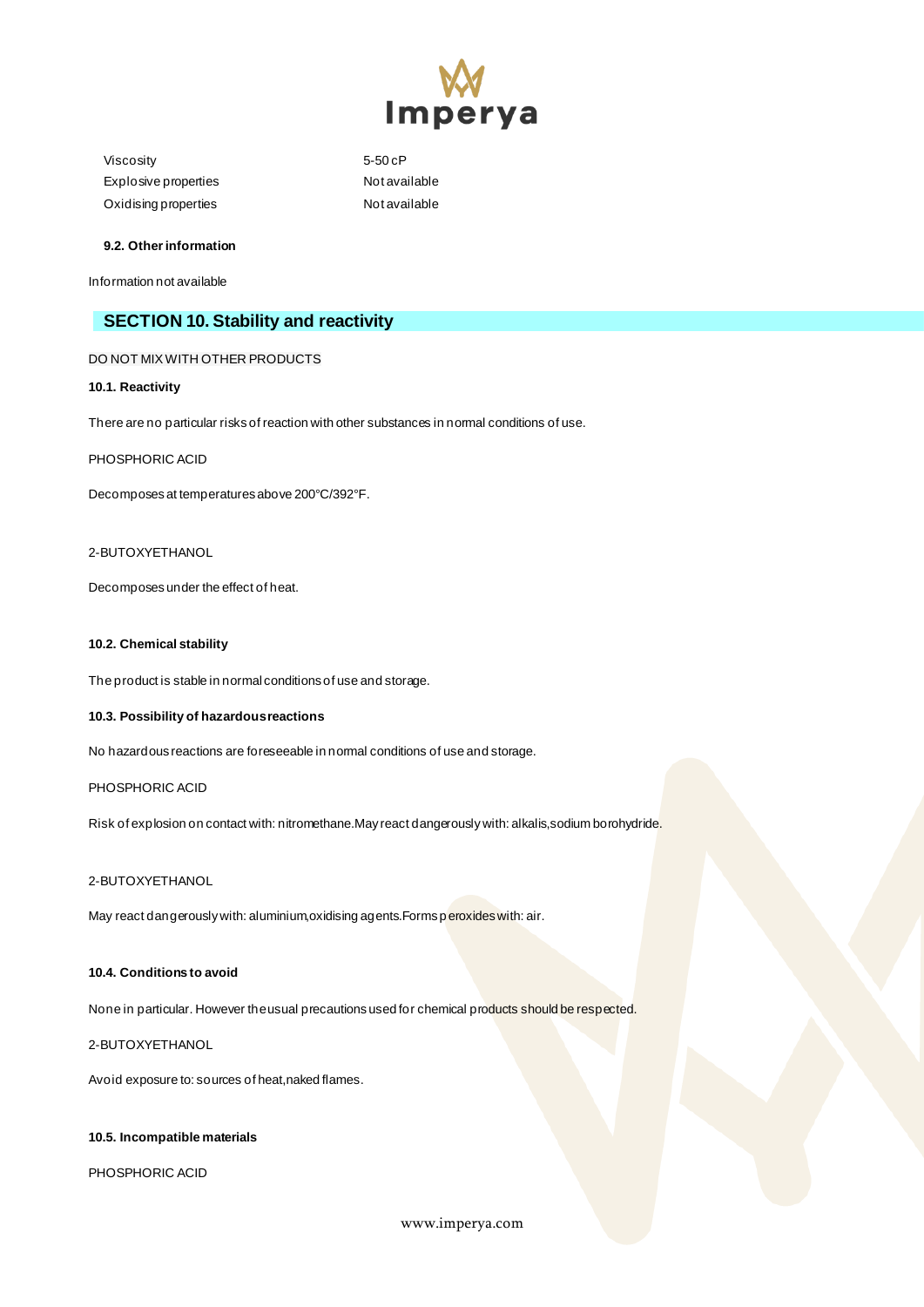| | |
|---|---|
| Viscosity | 5-50 cP |
| Explosive properties | Not available |
| Oxidising properties | Not available |

**9.2. Other information**

Information not available

## SECTION 10. Stability and reactivity

DO NOT MIX WITH OTHER PRODUCTS

**10.1. Reactivity**

There are no particular risks of reaction with other substances in normal conditions of use.

PHOSPHORIC ACID

Decomposes at temperatures above 200°C/392°F.

2-BUTOXYETHANOL

Decomposes under the effect of heat.

**10.2. Chemical stability**

The product is stable in normal conditions of use and storage.

**10.3. Possibility of hazardous reactions**

No hazardous reactions are foreseeable in normal conditions of use and storage.

PHOSPHORIC ACID

Risk of explosion on contact with: nitromethane.May react dangerously with: alkalis,sodium borohydride.

2-BUTOXYETHANOL

May react dangerously with: aluminium,oxidising agents.Forms peroxides with: air.

**10.4. Conditions to avoid**

None in particular. However the usual precautions used for chemical products should be respected.

2-BUTOXYETHANOL

Avoid exposure to: sources of heat,naked flames.

**10.5. Incompatible materials**

PHOSPHORIC ACID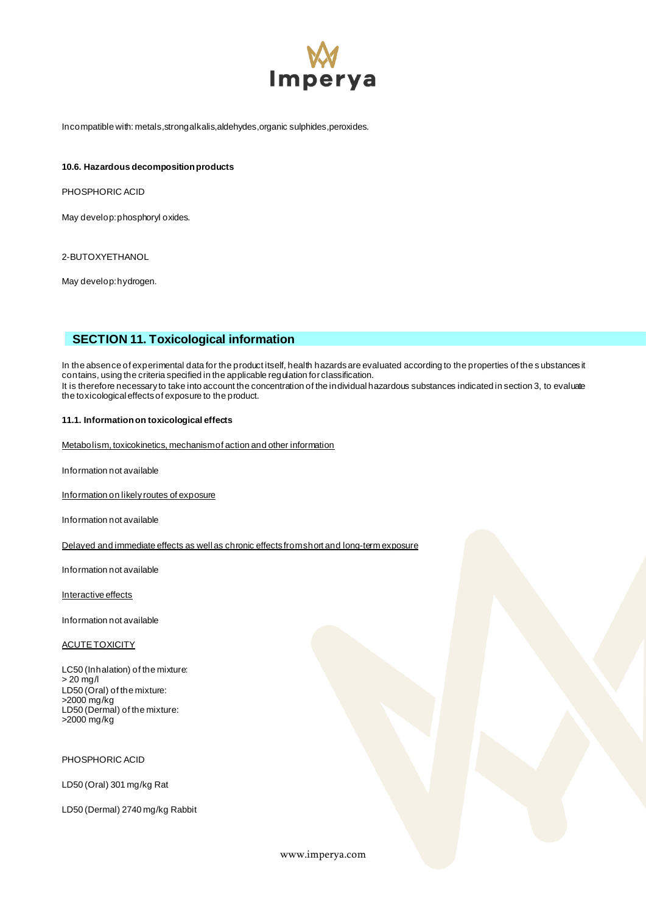Incompatible with: metals,strongalkalis,aldehydes,organic sulphides,peroxides.

#### 10.6. Hazardous decomposition products

PHOSPHORIC ACID

May develop: phosphoryl oxides.

2-BUTOXYETHANOL

May develop: hydrogen.

## SECTION 11. Toxicological information

In the absence of experimental data for the product itself, health hazards are evaluated according to the properties of the substances it contains, using the criteria specified in the applicable regulation for classification.
It is therefore necessary to take into account the concentration of the individual hazardous substances indicated in section 3, to evaluate the toxicological effects of exposure to the product.

#### 11.1. Information on toxicological effects

Metabolism, toxicokinetics, mechanism of action and other information

Information not available

Information on likely routes of exposure

Information not available

Delayed and immediate effects as well as chronic effects from short and long-term exposure

Information not available

Interactive effects

Information not available

ACUTE TOXICITY

LC50 (Inhalation) of the mixture:
> 20 mg/l
LD50 (Oral) of the mixture:
>2000 mg/kg
LD50 (Dermal) of the mixture:
>2000 mg/kg

PHOSPHORIC ACID

LD50 (Oral) 301 mg/kg Rat

LD50 (Dermal) 2740 mg/kg Rabbit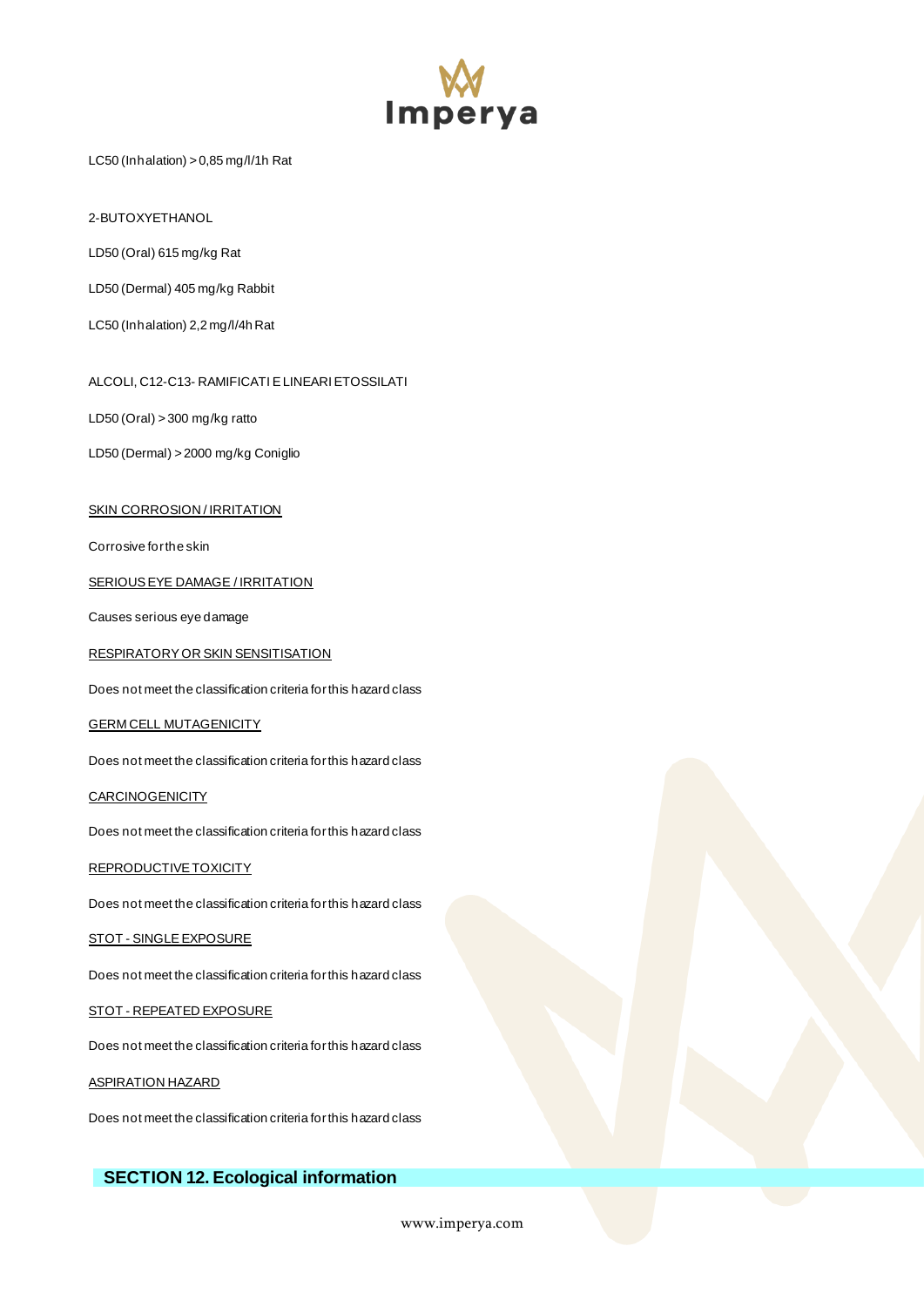LC50 (Inhalation) > 0,85 mg/l/1h Rat

2-BUTOXYETHANOL

LD50 (Oral) 615 mg/kg Rat

LD50 (Dermal) 405 mg/kg Rabbit

LC50 (Inhalation) 2,2 mg/l/4h Rat

ALCOLI, C12-C13- RAMIFICATI E LINEARI ETOSSILATI

LD50 (Oral) > 300 mg/kg ratto

LD50 (Dermal) > 2000 mg/kg Coniglio

SKIN CORROSION / IRRITATION

Corrosive for the skin

SERIOUS EYE DAMAGE / IRRITATION

Causes serious eye damage

RESPIRATORY OR SKIN SENSITISATION

Does not meet the classification criteria for this hazard class

GERM CELL MUTAGENICITY

Does not meet the classification criteria for this hazard class

CARCINOGENICITY

Does not meet the classification criteria for this hazard class

REPRODUCTIVE TOXICITY

Does not meet the classification criteria for this hazard class

STOT - SINGLE EXPOSURE

Does not meet the classification criteria for this hazard class

STOT - REPEATED EXPOSURE

Does not meet the classification criteria for this hazard class

ASPIRATION HAZARD

Does not meet the classification criteria for this hazard class

## SECTION 12. Ecological information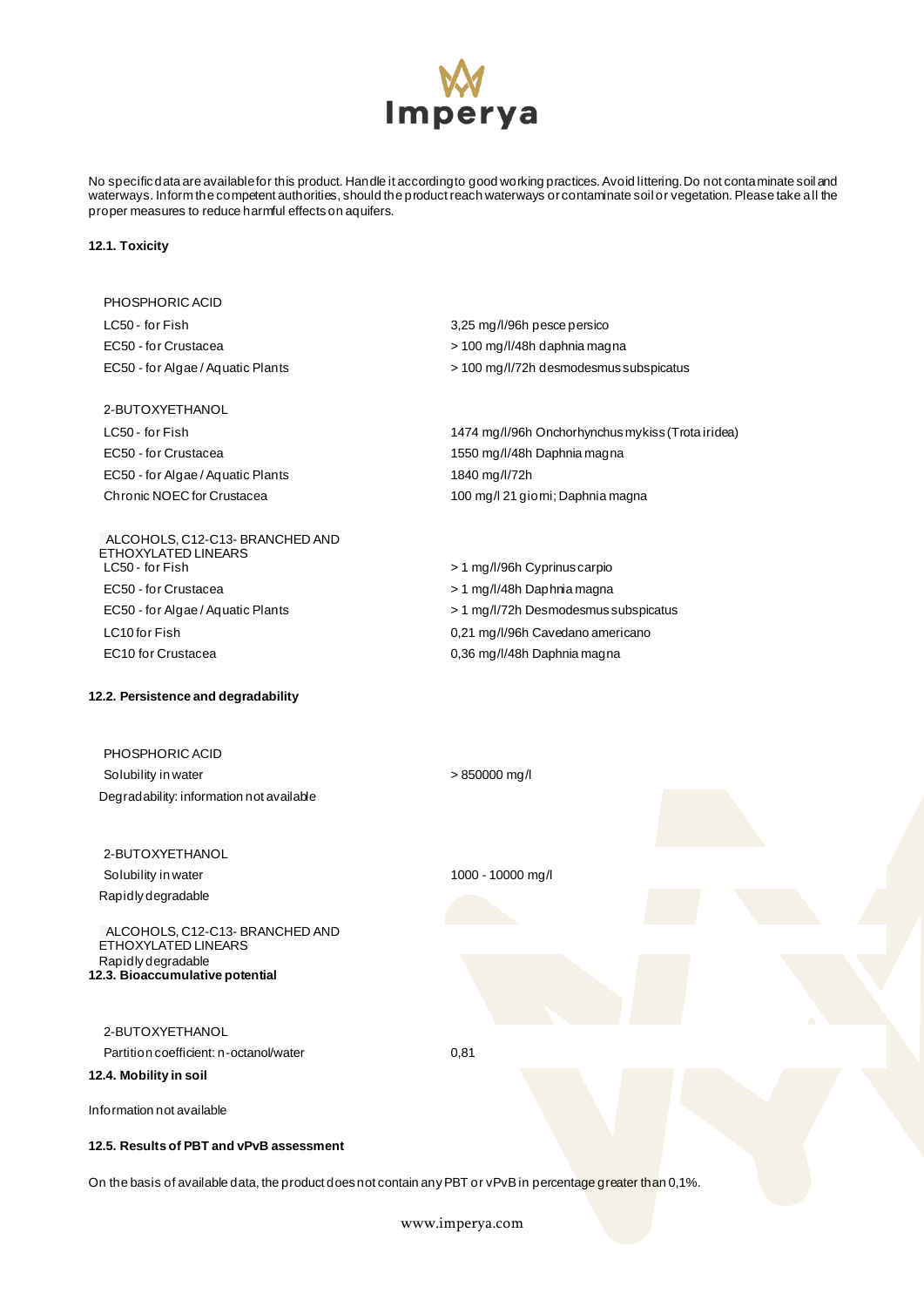No specific data are available for this product. Handle it according to good working practices. Avoid littering. Do not contaminate soil and waterways. Inform the competent authorities, should the product reach waterways or contaminate soil or vegetation. Please take all the proper measures to reduce harmful effects on aquifers.

**12.1. Toxicity**

| | |
|---|---|
| PHOSPHORIC ACID | |
| LC50 - for Fish | 3,25 mg/l/96h pesce persico |
| EC50 - for Crustacea | > 100 mg/l/48h daphnia magna |
| EC50 - for Algae / Aquatic Plants | > 100 mg/l/72h desmodesmus subspicatus |
| | |
| 2-BUTOXYETHANOL | |
| LC50 - for Fish | 1474 mg/l/96h Onchorhynchus mykiss (Trota iridea) |
| EC50 - for Crustacea | 1550 mg/l/48h Daphnia magna |
| EC50 - for Algae / Aquatic Plants | 1840 mg/l/72h |
| Chronic NOEC for Crustacea | 100 mg/l 21 giorni; Daphnia magna |
| | |
| ALCOHOLS, C12-C13- BRANCHED AND ETHOXYLATED LINEARS | |
| LC50 - for Fish | > 1 mg/l/96h Cyprinus carpio |
| EC50 - for Crustacea | > 1 mg/l/48h Daphnia magna |
| EC50 - for Algae / Aquatic Plants | > 1 mg/l/72h Desmodesmus subspicatus |
| LC10 for Fish | 0,21 mg/l/96h Cavedano americano |
| EC10 for Crustacea | 0,36 mg/l/48h Daphnia magna |

**12.2. Persistence and degradability**

| | |
|---|---|
| PHOSPHORIC ACID | |
| Solubility in water | > 850000 mg/l |
| Degradability: information not available | |
| | |
| 2-BUTOXYETHANOL | |
| Solubility in water | 1000 - 10000 mg/l |
| Rapidly degradable | |
| | |
| ALCOHOLS, C12-C13- BRANCHED AND ETHOXYLATED LINEARS | |
| Rapidly degradable | |

**12.3. Bioaccumulative potential**

| | |
|---|---|
| 2-BUTOXYETHANOL | |
| Partition coefficient: n-octanol/water | 0,81 |

**12.4. Mobility in soil**

Information not available

**12.5. Results of PBT and vPvB assessment**

On the basis of available data, the product does not contain any PBT or vPvB in percentage greater than 0,1%.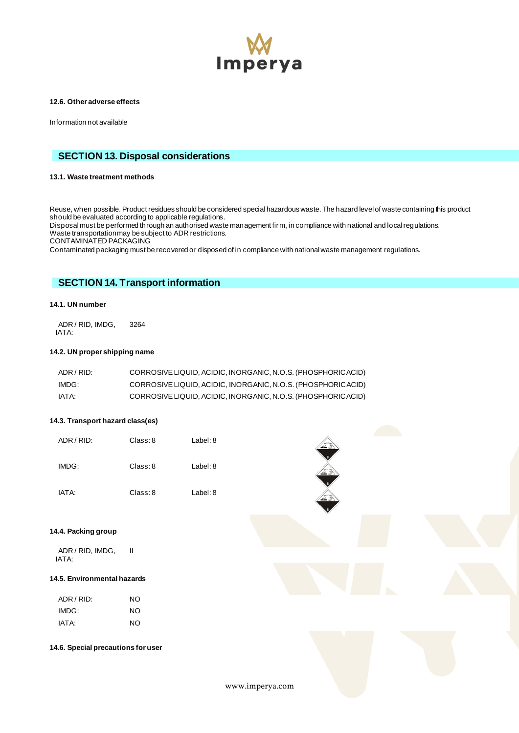#### 12.6. Other adverse effects

Information not available

## SECTION 13. Disposal considerations

#### 13.1. Waste treatment methods

Reuse, when possible. Product residues should be considered special hazardous waste. The hazard level of waste containing this product should be evaluated according to applicable regulations.
Disposal must be performed through an authorised waste management firm, in compliance with national and local regulations.
Waste transportation may be subject to ADR restrictions.
CONTAMINATED PACKAGING
Contaminated packaging must be recovered or disposed of in compliance with national waste management regulations.

## SECTION 14. Transport information

#### 14.1. UN number

| | |
|---|---|
| ADR / RID, IMDG, IATA: | 3264 |

#### 14.2. UN proper shipping name

| | |
|---|---|
| ADR / RID: | CORROSIVE LIQUID, ACIDIC, INORGANIC, N.O.S. (PHOSPHORIC ACID) |
| IMDG: | CORROSIVE LIQUID, ACIDIC, INORGANIC, N.O.S. (PHOSPHORIC ACID) |
| IATA: | CORROSIVE LIQUID, ACIDIC, INORGANIC, N.O.S. (PHOSPHORIC ACID) |

#### 14.3. Transport hazard class(es)

| | | |
|---|---|---|
| ADR / RID: | Class: 8 | Label: 8 |
| IMDG: | Class: 8 | Label: 8 |
| IATA: | Class: 8 | Label: 8 |

#### 14.4. Packing group

| | |
|---|---|
| ADR / RID, IMDG, IATA: | II |

#### 14.5. Environmental hazards

| | |
|---|---|
| ADR / RID: | NO |
| IMDG: | NO |
| IATA: | NO |

#### 14.6. Special precautions for user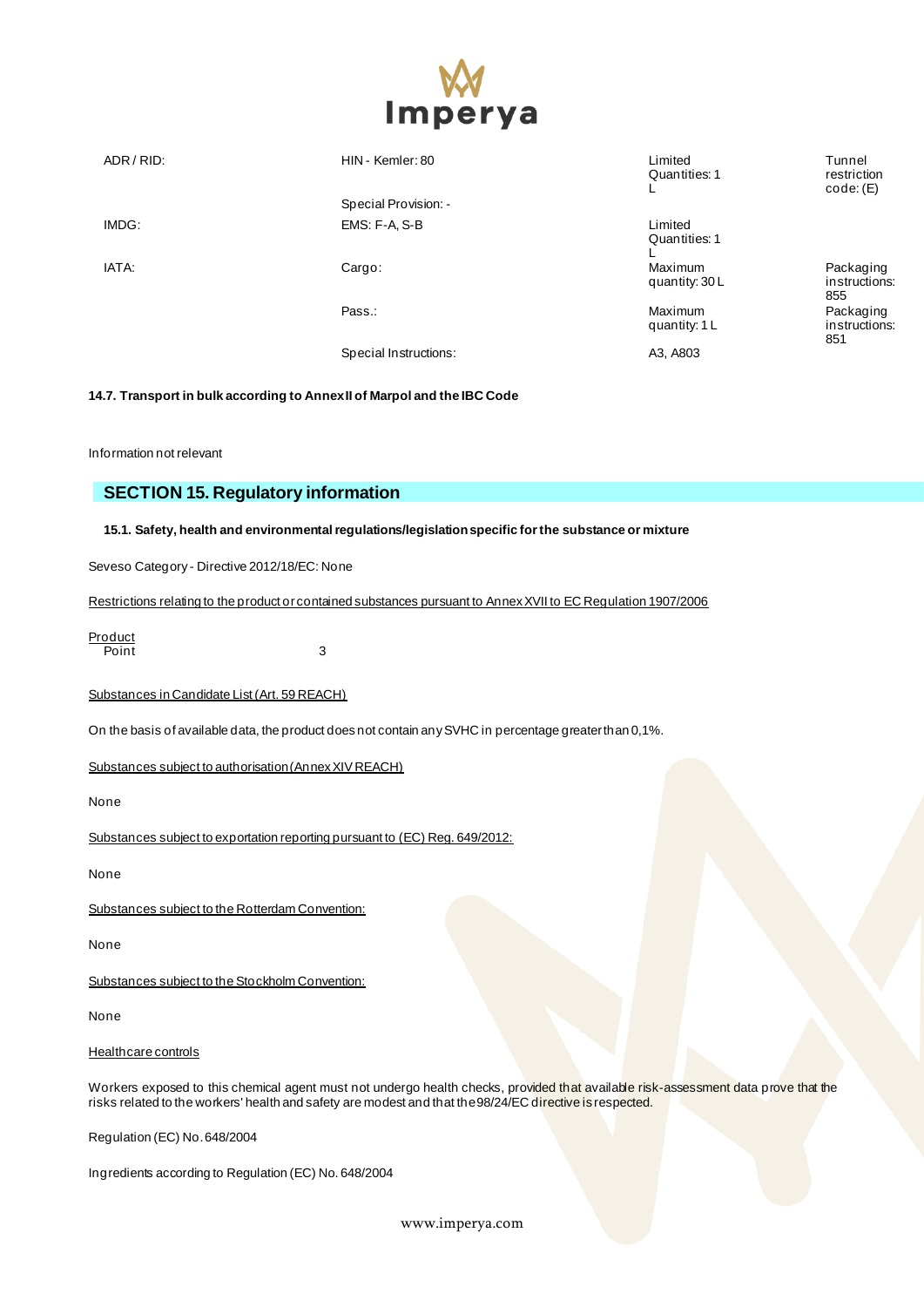| | | | |
|---|---|---|---|
| ADR / RID: | HIN - Kemler: 80 | Limited Quantities: 1 L | Tunnel restriction code: (E) |
| | Special Provision: - | | |
| IMDG: | EMS: F-A, S-B | Limited Quantities: 1 L | |
| IATA: | Cargo: | Maximum quantity: 30 L | Packaging instructions: 855 |
| | Pass.: | Maximum quantity: 1 L | Packaging instructions: 851 |
| | Special Instructions: | A3, A803 | |

**14.7. Transport in bulk according to Annex II of Marpol and the IBC Code**

Information not relevant

## SECTION 15. Regulatory information

**15.1. Safety, health and environmental regulations/legislation specific for the substance or mixture**

Seveso Category - Directive 2012/18/EC: None

Restrictions relating to the product or contained substances pursuant to Annex XVII to EC Regulation 1907/2006

Product
Point 3

Substances in Candidate List (Art. 59 REACH)

On the basis of available data, the product does not contain any SVHC in percentage greater than 0,1%.

Substances subject to authorisation (Annex XIV REACH)

None

Substances subject to exportation reporting pursuant to (EC) Reg. 649/2012:

None

Substances subject to the Rotterdam Convention:

None

Substances subject to the Stockholm Convention:

None

Healthcare controls

Workers exposed to this chemical agent must not undergo health checks, provided that available risk-assessment data prove that the risks related to the workers' health and safety are modest and that the 98/24/EC directive is respected.

Regulation (EC) No. 648/2004

Ingredients according to Regulation (EC) No. 648/2004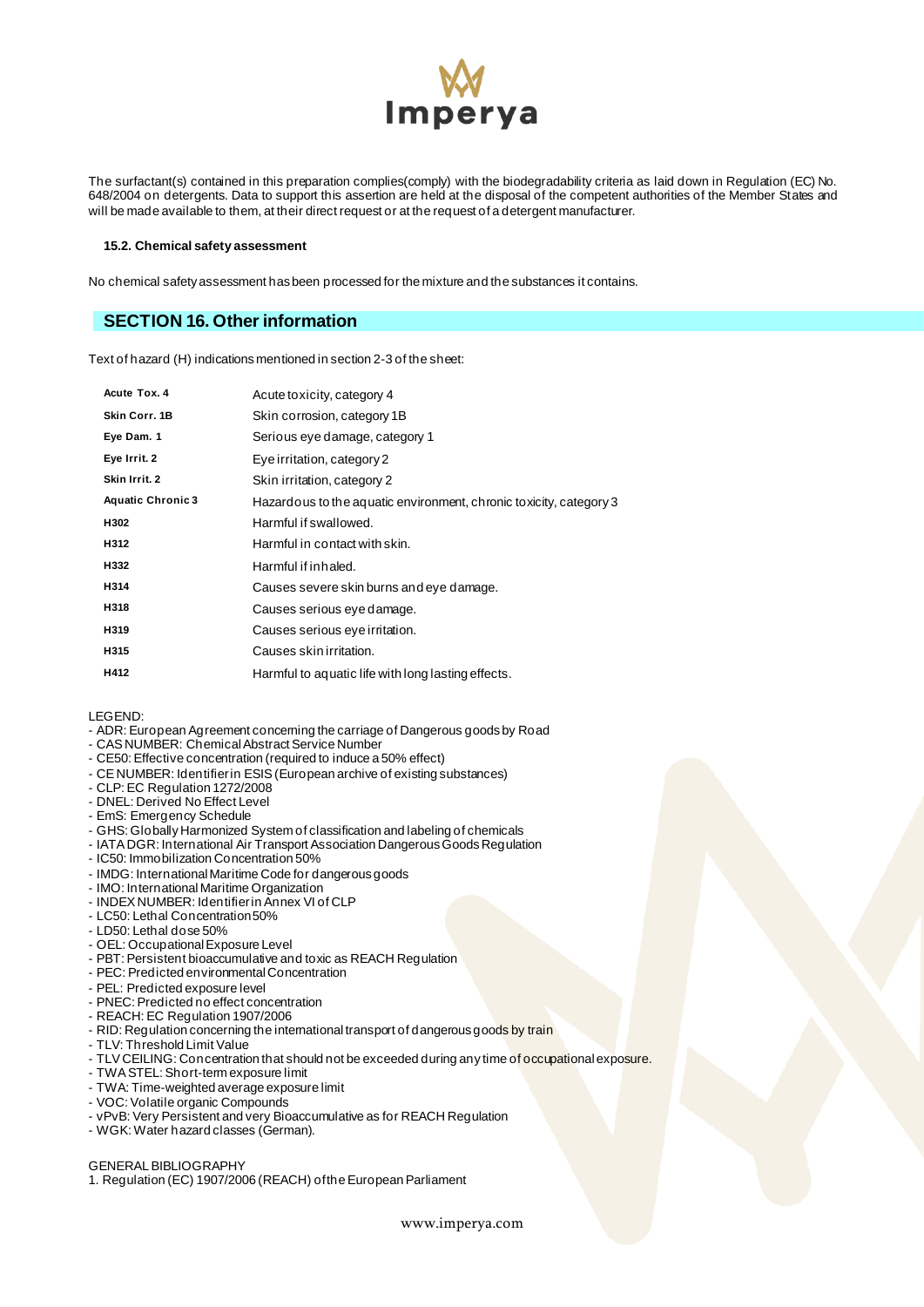The surfactant(s) contained in this preparation complies(comply) with the biodegradability criteria as laid down in Regulation (EC) No. 648/2004 on detergents. Data to support this assertion are held at the disposal of the competent authorities of the Member States and will be made available to them, at their direct request or at the request of a detergent manufacturer.

### 15.2. Chemical safety assessment

No chemical safety assessment has been processed for the mixture and the substances it contains.

## SECTION 16. Other information

Text of hazard (H) indications mentioned in section 2-3 of the sheet:

| | |
|---|---|
| **Acute Tox. 4** | Acute toxicity, category 4 |
| **Skin Corr. 1B** | Skin corrosion, category 1B |
| **Eye Dam. 1** | Serious eye damage, category 1 |
| **Eye Irrit. 2** | Eye irritation, category 2 |
| **Skin Irrit. 2** | Skin irritation, category 2 |
| **Aquatic Chronic 3** | Hazardous to the aquatic environment, chronic toxicity, category 3 |
| **H302** | Harmful if swallowed. |
| **H312** | Harmful in contact with skin. |
| **H332** | Harmful if inhaled. |
| **H314** | Causes severe skin burns and eye damage. |
| **H318** | Causes serious eye damage. |
| **H319** | Causes serious eye irritation. |
| **H315** | Causes skin irritation. |
| **H412** | Harmful to aquatic life with long lasting effects. |

LEGEND:
- ADR: European Agreement concerning the carriage of Dangerous goods by Road
- CAS NUMBER: Chemical Abstract Service Number
- CE50: Effective concentration (required to induce a 50% effect)
- CE NUMBER: Identifier in ESIS (European archive of existing substances)
- CLP: EC Regulation 1272/2008
- DNEL: Derived No Effect Level
- EmS: Emergency Schedule
- GHS: Globally Harmonized System of classification and labeling of chemicals
- IATA DGR: International Air Transport Association Dangerous Goods Regulation
- IC50: Immobilization Concentration 50%
- IMDG: International Maritime Code for dangerous goods
- IMO: International Maritime Organization
- INDEX NUMBER: Identifier in Annex VI of CLP
- LC50: Lethal Concentration 50%
- LD50: Lethal dose 50%
- OEL: Occupational Exposure Level
- PBT: Persistent bioaccumulative and toxic as REACH Regulation
- PEC: Predicted environmental Concentration
- PEL: Predicted exposure level
- PNEC: Predicted no effect concentration
- REACH: EC Regulation 1907/2006
- RID: Regulation concerning the international transport of dangerous goods by train
- TLV: Threshold Limit Value
- TLV CEILING: Concentration that should not be exceeded during any time of occupational exposure.
- TWA STEL: Short-term exposure limit
- TWA: Time-weighted average exposure limit
- VOC: Volatile organic Compounds
- vPvB: Very Persistent and very Bioaccumulative as for REACH Regulation
- WGK: Water hazard classes (German).

GENERAL BIBLIOGRAPHY
1. Regulation (EC) 1907/2006 (REACH) of the European Parliament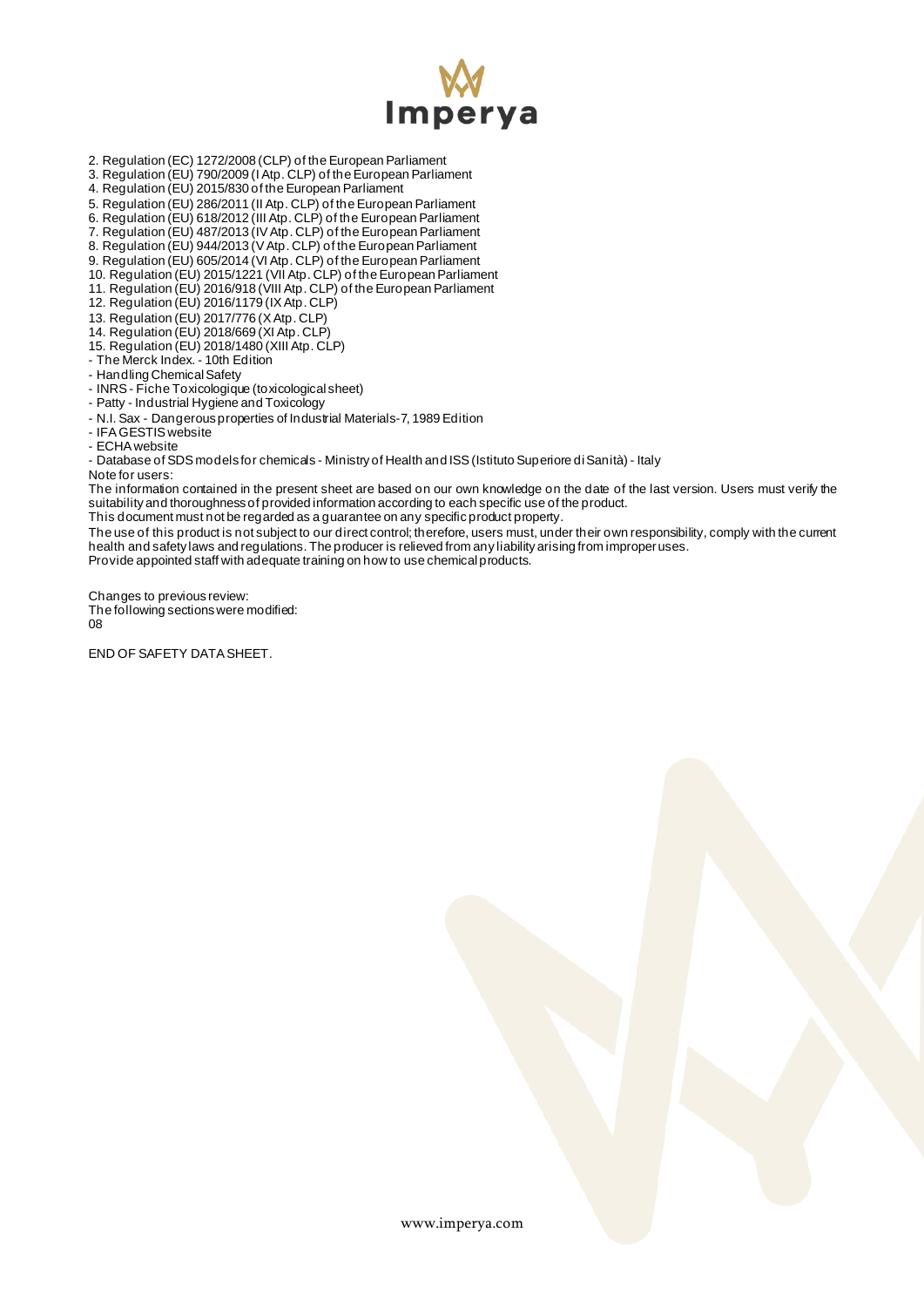2. Regulation (EC) 1272/2008 (CLP) of the European Parliament
3. Regulation (EU) 790/2009 (I Atp. CLP) of the European Parliament
4. Regulation (EU) 2015/830 of the European Parliament
5. Regulation (EU) 286/2011 (II Atp. CLP) of the European Parliament
6. Regulation (EU) 618/2012 (III Atp. CLP) of the European Parliament
7. Regulation (EU) 487/2013 (IV Atp. CLP) of the European Parliament
8. Regulation (EU) 944/2013 (V Atp. CLP) of the European Parliament
9. Regulation (EU) 605/2014 (VI Atp. CLP) of the European Parliament
10. Regulation (EU) 2015/1221 (VII Atp. CLP) of the European Parliament
11. Regulation (EU) 2016/918 (VIII Atp. CLP) of the European Parliament
12. Regulation (EU) 2016/1179 (IX Atp. CLP)
13. Regulation (EU) 2017/776 (X Atp. CLP)
14. Regulation (EU) 2018/669 (XI Atp. CLP)
15. Regulation (EU) 2018/1480 (XIII Atp. CLP)

- The Merck Index. - 10th Edition
- Handling Chemical Safety
- INRS - Fiche Toxicologique (toxicological sheet)
- Patty - Industrial Hygiene and Toxicology
- N.I. Sax - Dangerous properties of Industrial Materials-7, 1989 Edition
- IFA GESTIS website
- ECHA website
- Database of SDS models for chemicals - Ministry of Health and ISS (Istituto Superiore di Sanità) - Italy

Note for users:

The information contained in the present sheet are based on our own knowledge on the date of the last version. Users must verify the suitability and thoroughness of provided information according to each specific use of the product.

This document must not be regarded as a guarantee on any specific product property.

The use of this product is not subject to our direct control; therefore, users must, under their own responsibility, comply with the current health and safety laws and regulations. The producer is relieved from any liability arising from improper uses.

Provide appointed staff with adequate training on how to use chemical products.

Changes to previous review:

The following sections were modified:

08

END OF SAFETY DATA SHEET.